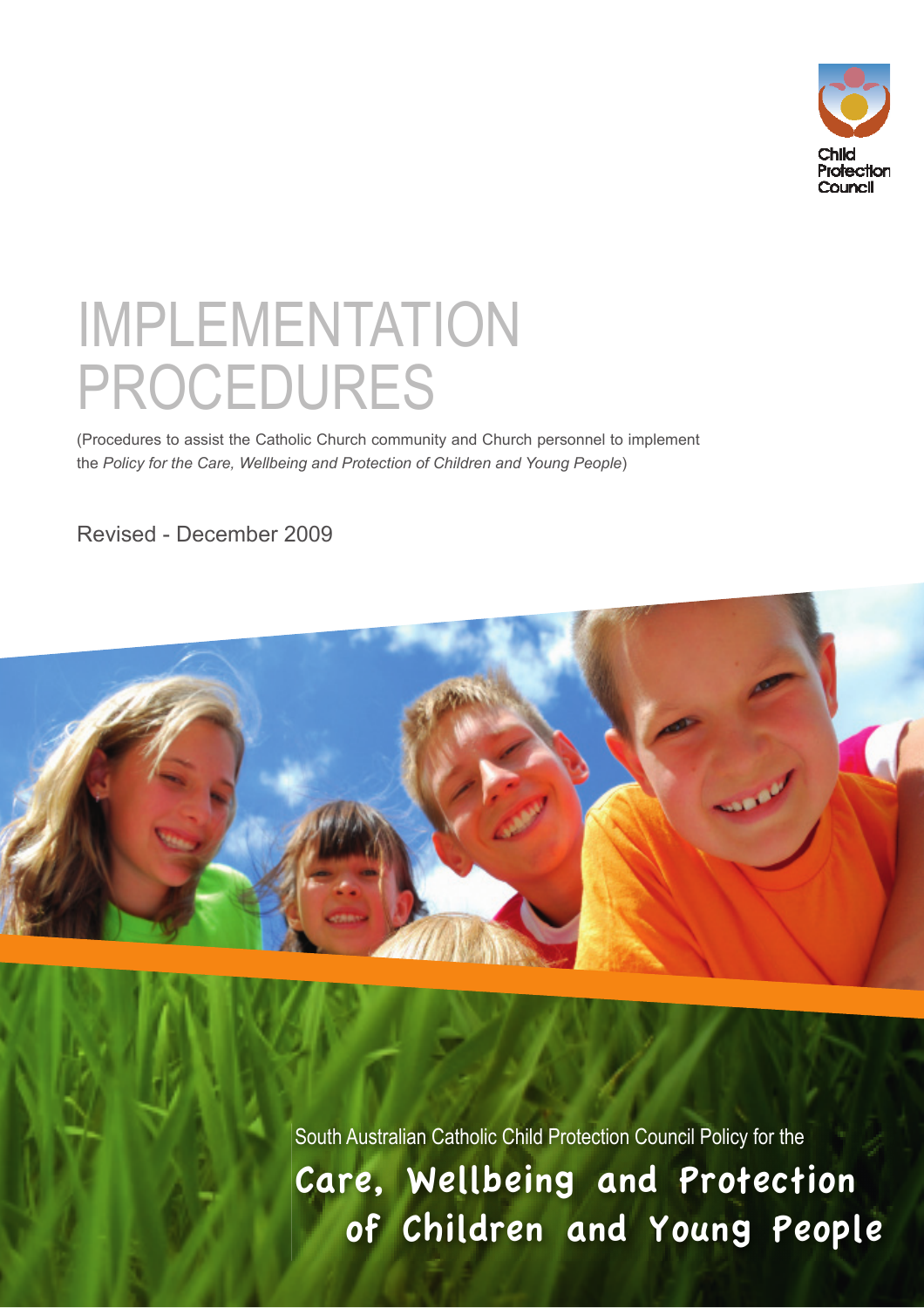Child Protection Council

# IMPLEMENTATION PROCEDURES

(Procedures to assist the Catholic Church community and Church personnel to implement the *Policy for the Care, Wellbeing and Protection of Children and Young People*)

Revised - December 2009

South Australian Catholic Child Protection Council Policy for the

## Care, Wellbeing and Protection of Children and Young People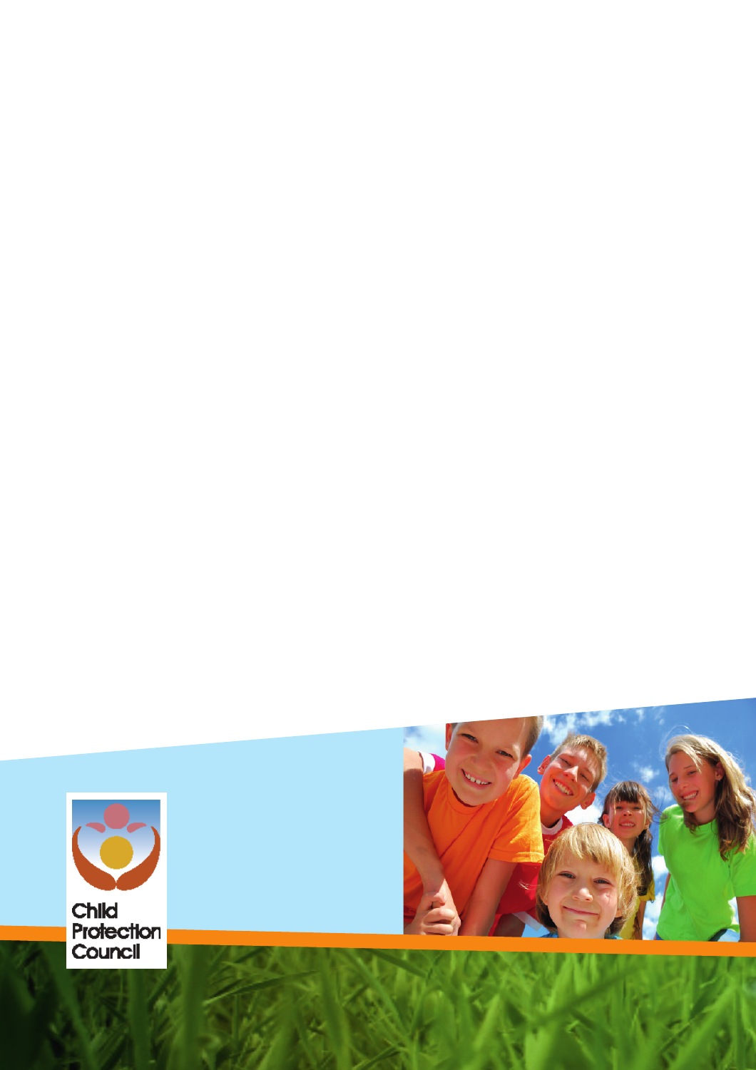Child Protection Council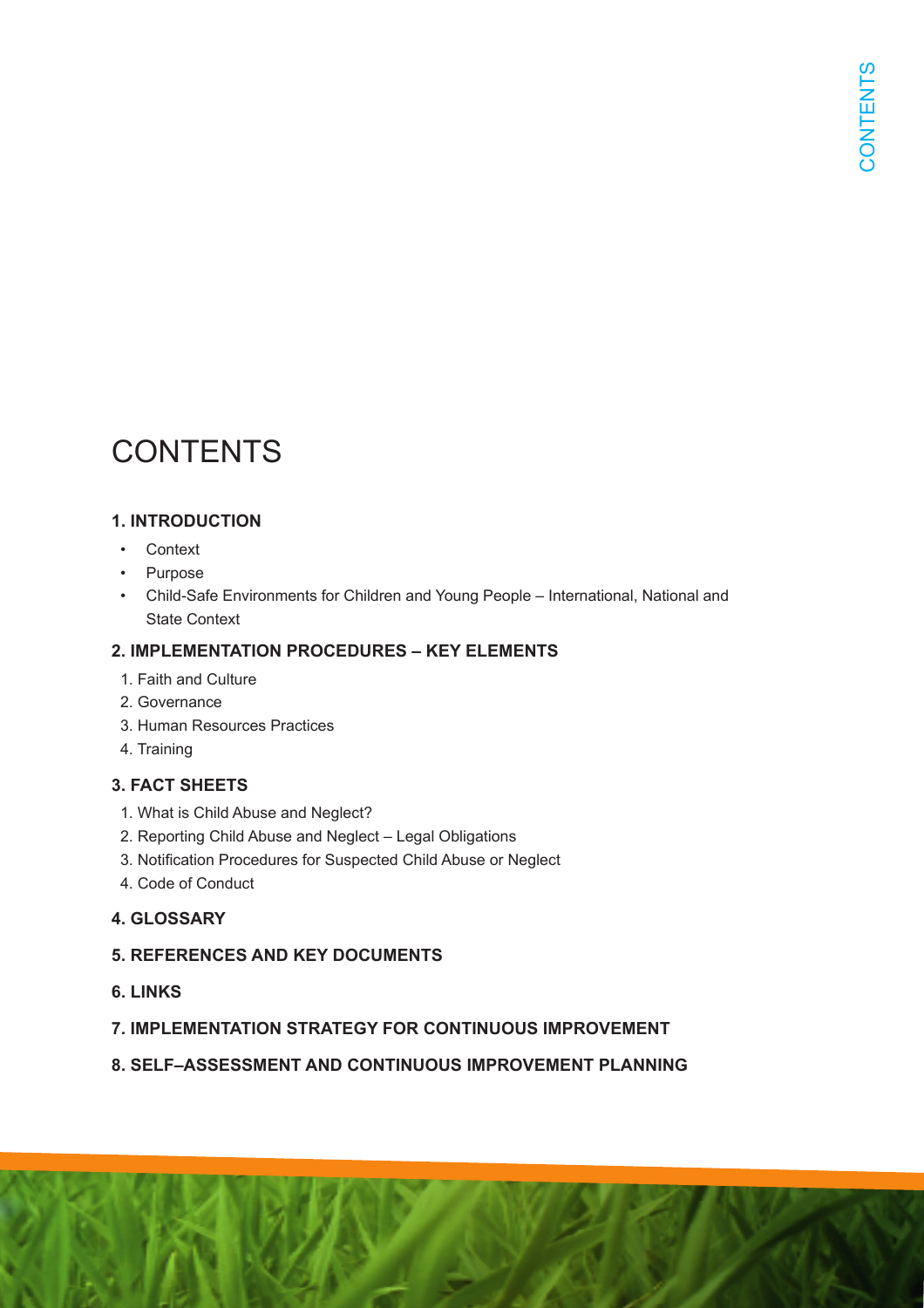# CONTENTS

## 1. INTRODUCTION

- Context
- Purpose
- Child-Safe Environments for Children and Young People – International, National and State Context

## 2. IMPLEMENTATION PROCEDURES – KEY ELEMENTS

1. Faith and Culture
2. Governance
3. Human Resources Practices
4. Training

## 3. FACT SHEETS

1. What is Child Abuse and Neglect?
2. Reporting Child Abuse and Neglect – Legal Obligations
3. Notification Procedures for Suspected Child Abuse or Neglect
4. Code of Conduct

## 4. GLOSSARY

## 5. REFERENCES AND KEY DOCUMENTS

## 6. LINKS

## 7. IMPLEMENTATION STRATEGY FOR CONTINUOUS IMPROVEMENT

## 8. SELF–ASSESSMENT AND CONTINUOUS IMPROVEMENT PLANNING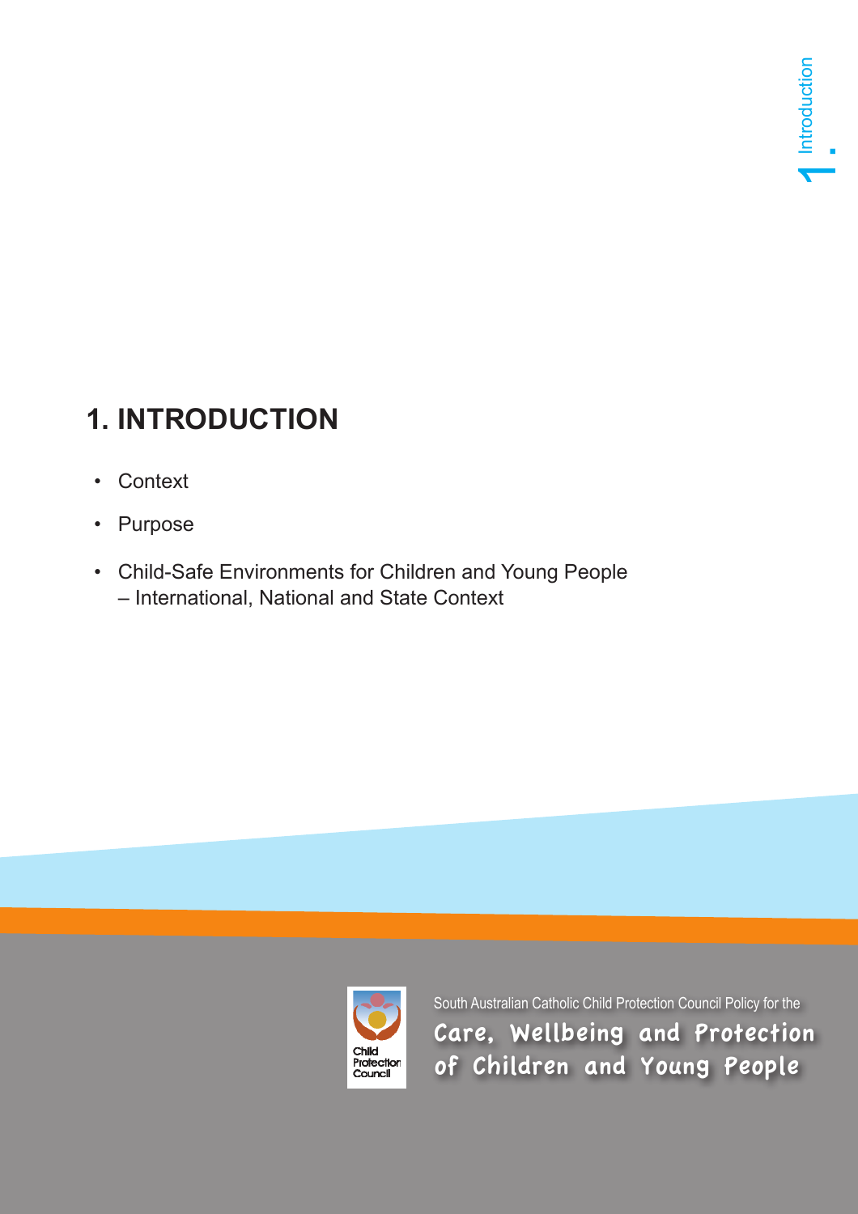# 1. INTRODUCTION

- Context
- Purpose
- Child-Safe Environments for Children and Young People – International, National and State Context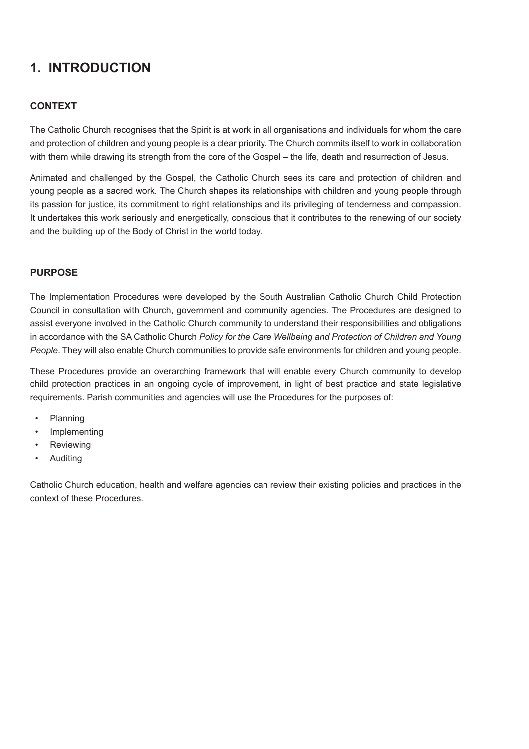# 1. INTRODUCTION

## CONTEXT

The Catholic Church recognises that the Spirit is at work in all organisations and individuals for whom the care and protection of children and young people is a clear priority. The Church commits itself to work in collaboration with them while drawing its strength from the core of the Gospel – the life, death and resurrection of Jesus.

Animated and challenged by the Gospel, the Catholic Church sees its care and protection of children and young people as a sacred work. The Church shapes its relationships with children and young people through its passion for justice, its commitment to right relationships and its privileging of tenderness and compassion. It undertakes this work seriously and energetically, conscious that it contributes to the renewing of our society and the building up of the Body of Christ in the world today.

## PURPOSE

The Implementation Procedures were developed by the South Australian Catholic Church Child Protection Council in consultation with Church, government and community agencies. The Procedures are designed to assist everyone involved in the Catholic Church community to understand their responsibilities and obligations in accordance with the SA Catholic Church *Policy for the Care Wellbeing and Protection of Children and Young People*. They will also enable Church communities to provide safe environments for children and young people.

These Procedures provide an overarching framework that will enable every Church community to develop child protection practices in an ongoing cycle of improvement, in light of best practice and state legislative requirements. Parish communities and agencies will use the Procedures for the purposes of:

- Planning
- Implementing
- Reviewing
- Auditing

Catholic Church education, health and welfare agencies can review their existing policies and practices in the context of these Procedures.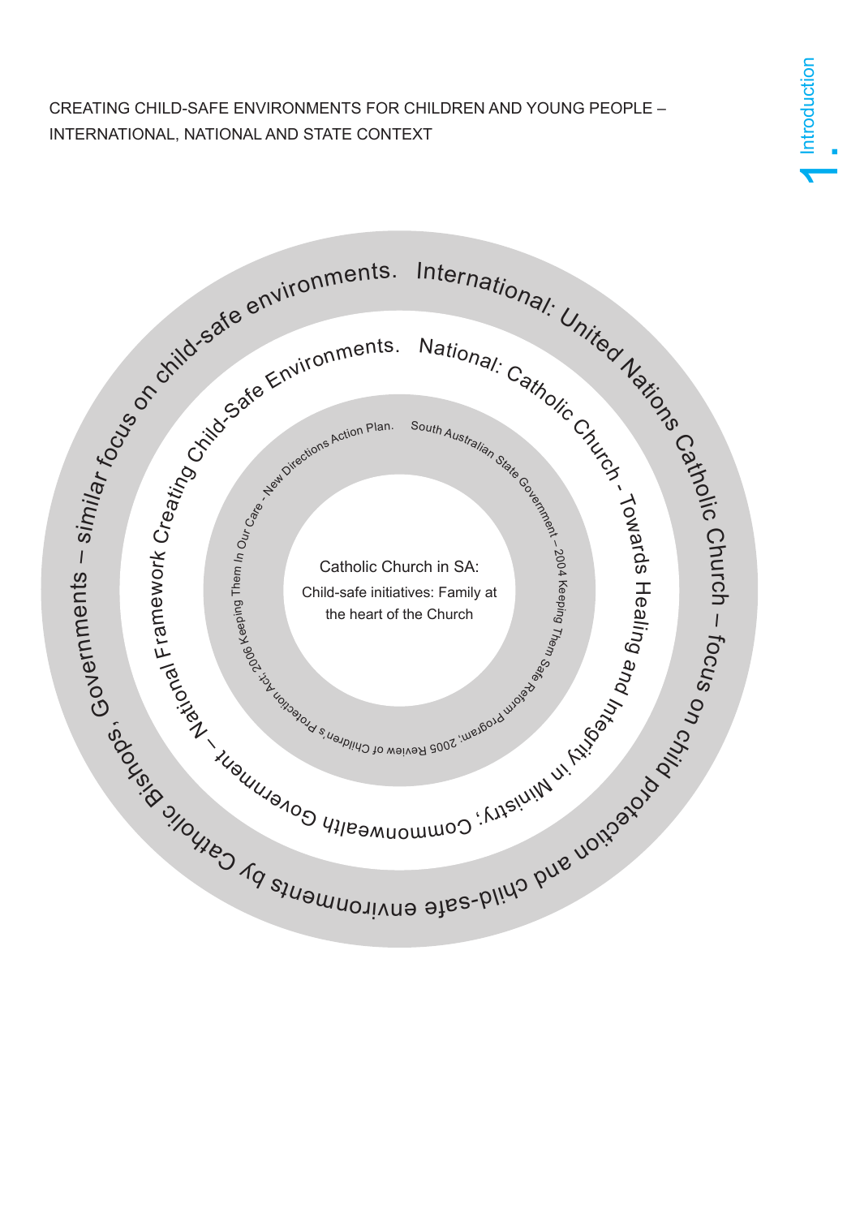CREATING CHILD-SAFE ENVIRONMENTS FOR CHILDREN AND YOUNG PEOPLE – INTERNATIONAL, NATIONAL AND STATE CONTEXT

International: United Nations Catholic Church – focus on child protection and child-safe environments by Catholic Bishops, Governments – similar focus on child-safe environments.

National: Catholic Church - Towards Healing and Integrity in Ministry; Commonwealth Government – National Framework Creating Child-Safe Environments.

South Australian State Government – 2004 Keeping Them Safe Reform Program; 2005 Review of Children's Protection Act; 2006 Keeping Them In Our Care - New Directions Action Plan.

Catholic Church in SA:
Child-safe initiatives: Family at the heart of the Church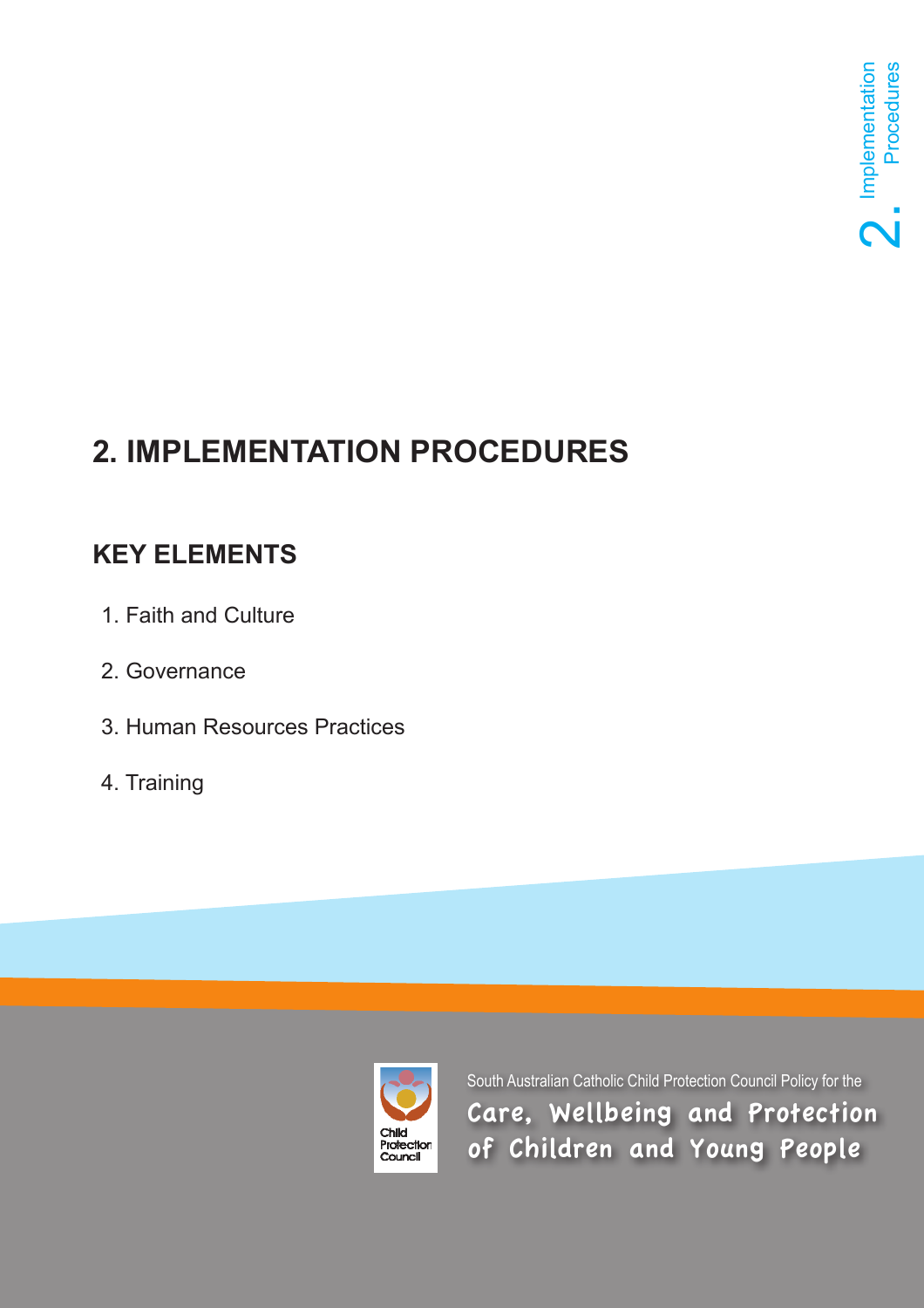# 2. IMPLEMENTATION PROCEDURES

## KEY ELEMENTS

1. Faith and Culture
2. Governance
3. Human Resources Practices
4. Training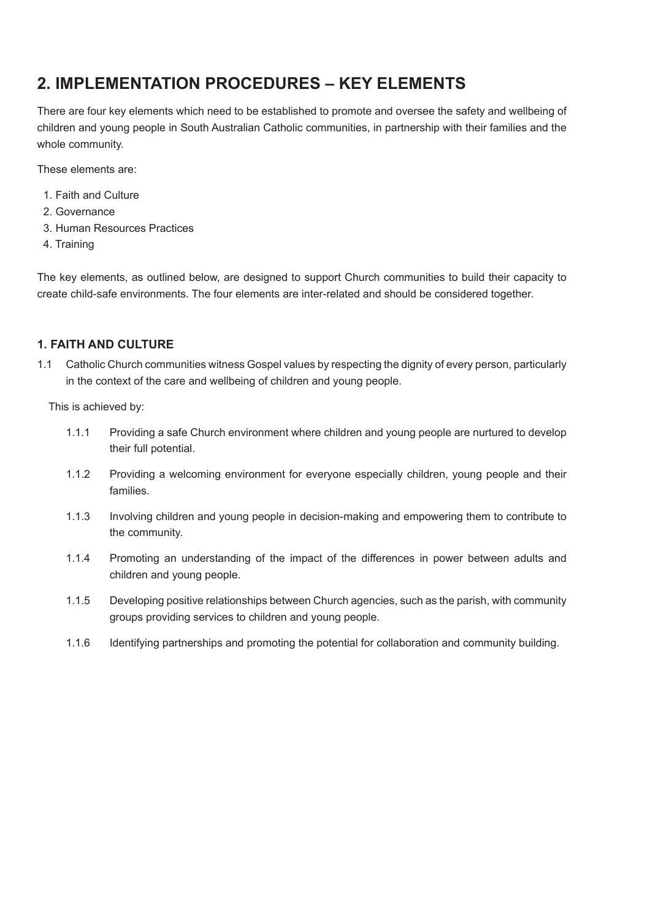## 2. IMPLEMENTATION PROCEDURES – KEY ELEMENTS

There are four key elements which need to be established to promote and oversee the safety and wellbeing of children and young people in South Australian Catholic communities, in partnership with their families and the whole community.

These elements are:

1. Faith and Culture
2. Governance
3. Human Resources Practices
4. Training

The key elements, as outlined below, are designed to support Church communities to build their capacity to create child-safe environments. The four elements are inter-related and should be considered together.

### 1. FAITH AND CULTURE

1.1 Catholic Church communities witness Gospel values by respecting the dignity of every person, particularly in the context of the care and wellbeing of children and young people.

This is achieved by:

1.1.1 Providing a safe Church environment where children and young people are nurtured to develop their full potential.

1.1.2 Providing a welcoming environment for everyone especially children, young people and their families.

1.1.3 Involving children and young people in decision-making and empowering them to contribute to the community.

1.1.4 Promoting an understanding of the impact of the differences in power between adults and children and young people.

1.1.5 Developing positive relationships between Church agencies, such as the parish, with community groups providing services to children and young people.

1.1.6 Identifying partnerships and promoting the potential for collaboration and community building.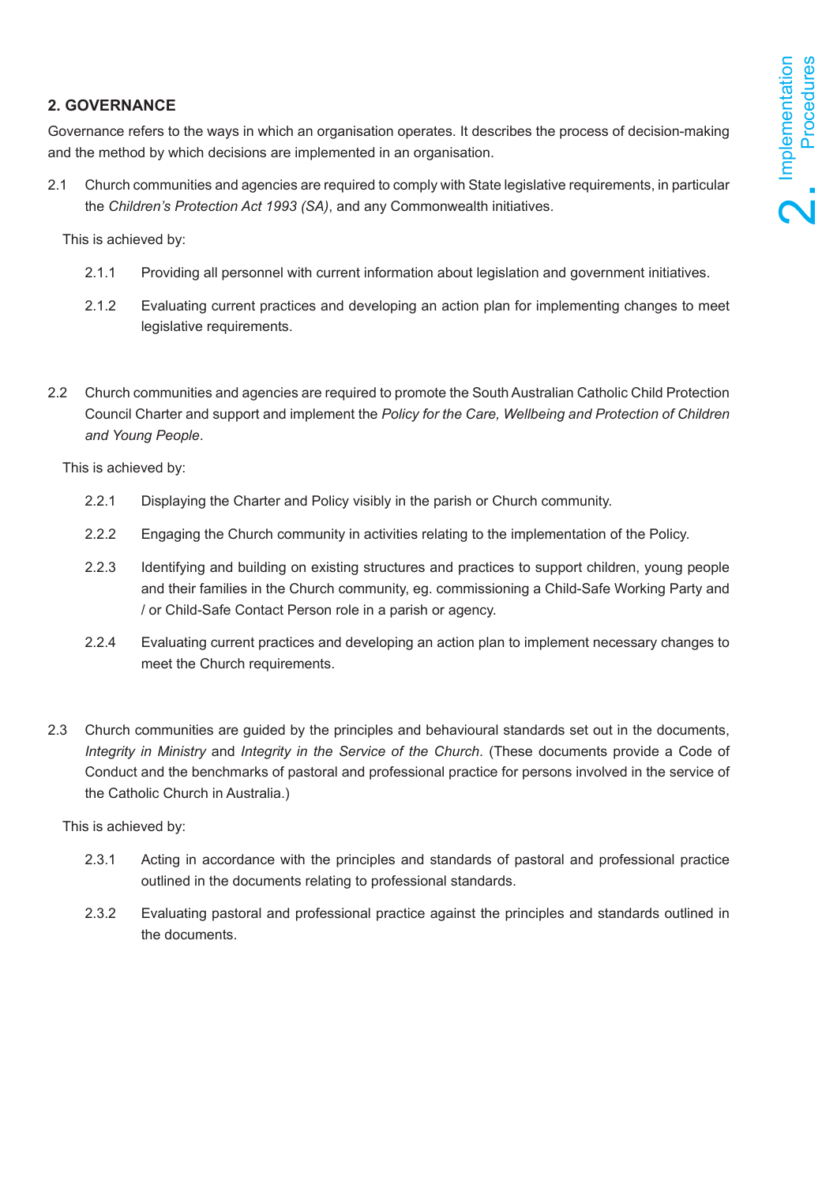## 2. GOVERNANCE

Governance refers to the ways in which an organisation operates. It describes the process of decision-making and the method by which decisions are implemented in an organisation.

2.1 Church communities and agencies are required to comply with State legislative requirements, in particular the *Children's Protection Act 1993 (SA)*, and any Commonwealth initiatives.

This is achieved by:

- 2.1.1 Providing all personnel with current information about legislation and government initiatives.
- 2.1.2 Evaluating current practices and developing an action plan for implementing changes to meet legislative requirements.

2.2 Church communities and agencies are required to promote the South Australian Catholic Child Protection Council Charter and support and implement the *Policy for the Care, Wellbeing and Protection of Children and Young People*.

This is achieved by:

- 2.2.1 Displaying the Charter and Policy visibly in the parish or Church community.
- 2.2.2 Engaging the Church community in activities relating to the implementation of the Policy.
- 2.2.3 Identifying and building on existing structures and practices to support children, young people and their families in the Church community, eg. commissioning a Child-Safe Working Party and / or Child-Safe Contact Person role in a parish or agency.
- 2.2.4 Evaluating current practices and developing an action plan to implement necessary changes to meet the Church requirements.

2.3 Church communities are guided by the principles and behavioural standards set out in the documents, *Integrity in Ministry* and *Integrity in the Service of the Church*. (These documents provide a Code of Conduct and the benchmarks of pastoral and professional practice for persons involved in the service of the Catholic Church in Australia.)

This is achieved by:

- 2.3.1 Acting in accordance with the principles and standards of pastoral and professional practice outlined in the documents relating to professional standards.
- 2.3.2 Evaluating pastoral and professional practice against the principles and standards outlined in the documents.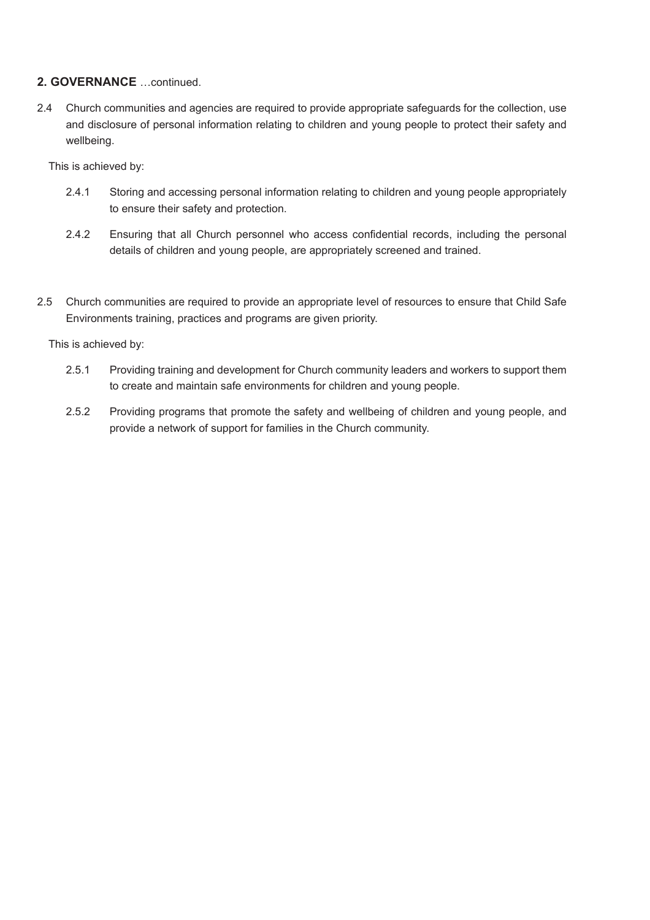**2. GOVERNANCE** …continued.

2.4 Church communities and agencies are required to provide appropriate safeguards for the collection, use and disclosure of personal information relating to children and young people to protect their safety and wellbeing.

This is achieved by:

- 2.4.1 Storing and accessing personal information relating to children and young people appropriately to ensure their safety and protection.
- 2.4.2 Ensuring that all Church personnel who access confidential records, including the personal details of children and young people, are appropriately screened and trained.

2.5 Church communities are required to provide an appropriate level of resources to ensure that Child Safe Environments training, practices and programs are given priority.

This is achieved by:

- 2.5.1 Providing training and development for Church community leaders and workers to support them to create and maintain safe environments for children and young people.
- 2.5.2 Providing programs that promote the safety and wellbeing of children and young people, and provide a network of support for families in the Church community.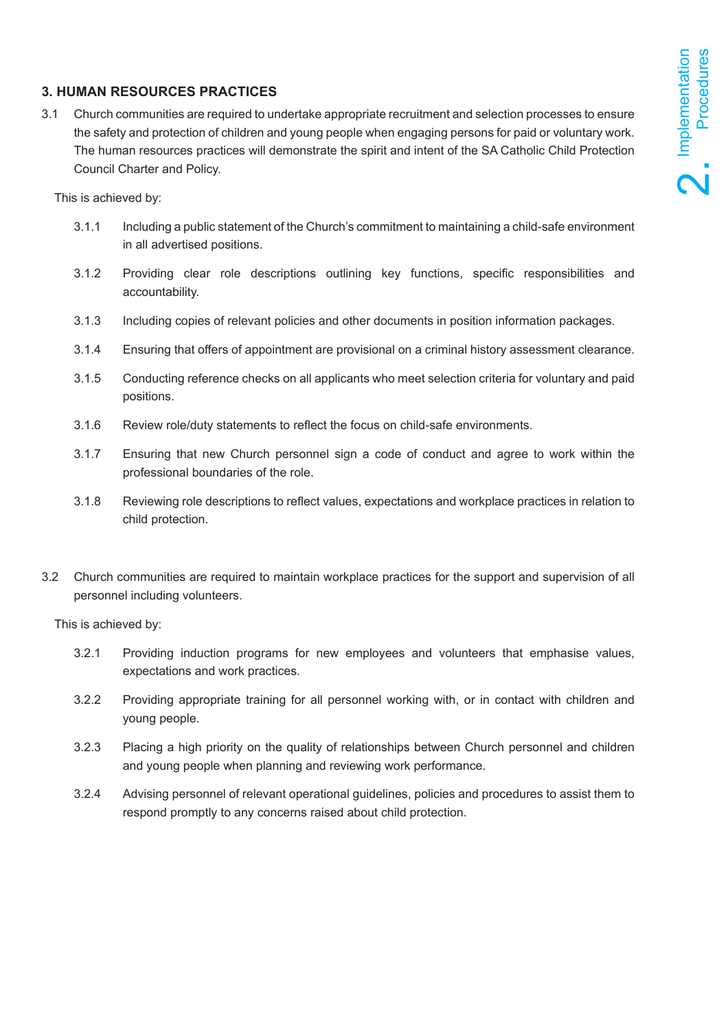## 3. HUMAN RESOURCES PRACTICES

3.1 Church communities are required to undertake appropriate recruitment and selection processes to ensure the safety and protection of children and young people when engaging persons for paid or voluntary work. The human resources practices will demonstrate the spirit and intent of the SA Catholic Child Protection Council Charter and Policy.

This is achieved by:

- 3.1.1 Including a public statement of the Church's commitment to maintaining a child-safe environment in all advertised positions.
- 3.1.2 Providing clear role descriptions outlining key functions, specific responsibilities and accountability.
- 3.1.3 Including copies of relevant policies and other documents in position information packages.
- 3.1.4 Ensuring that offers of appointment are provisional on a criminal history assessment clearance.
- 3.1.5 Conducting reference checks on all applicants who meet selection criteria for voluntary and paid positions.
- 3.1.6 Review role/duty statements to reflect the focus on child-safe environments.
- 3.1.7 Ensuring that new Church personnel sign a code of conduct and agree to work within the professional boundaries of the role.
- 3.1.8 Reviewing role descriptions to reflect values, expectations and workplace practices in relation to child protection.

3.2 Church communities are required to maintain workplace practices for the support and supervision of all personnel including volunteers.

This is achieved by:

- 3.2.1 Providing induction programs for new employees and volunteers that emphasise values, expectations and work practices.
- 3.2.2 Providing appropriate training for all personnel working with, or in contact with children and young people.
- 3.2.3 Placing a high priority on the quality of relationships between Church personnel and children and young people when planning and reviewing work performance.
- 3.2.4 Advising personnel of relevant operational guidelines, policies and procedures to assist them to respond promptly to any concerns raised about child protection.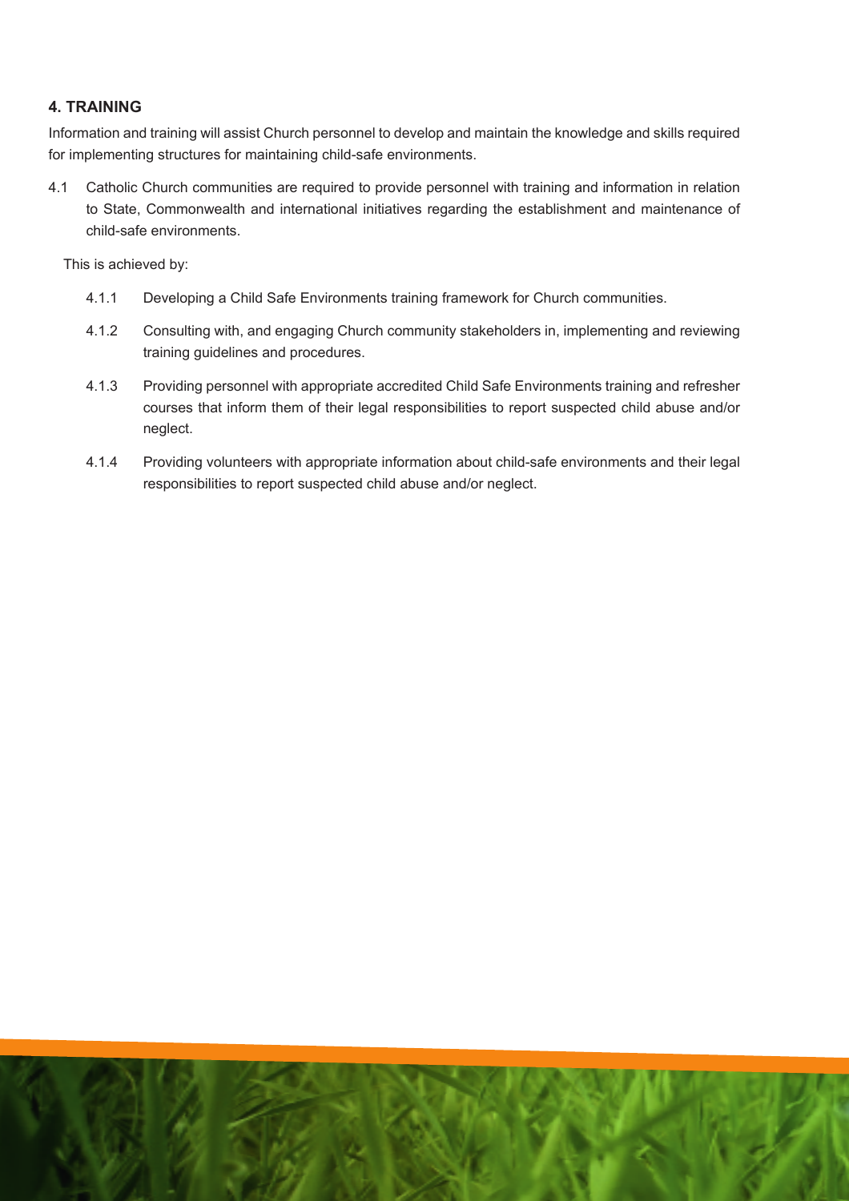## 4. TRAINING

Information and training will assist Church personnel to develop and maintain the knowledge and skills required for implementing structures for maintaining child-safe environments.

4.1 Catholic Church communities are required to provide personnel with training and information in relation to State, Commonwealth and international initiatives regarding the establishment and maintenance of child-safe environments.

This is achieved by:

- 4.1.1 Developing a Child Safe Environments training framework for Church communities.
- 4.1.2 Consulting with, and engaging Church community stakeholders in, implementing and reviewing training guidelines and procedures.
- 4.1.3 Providing personnel with appropriate accredited Child Safe Environments training and refresher courses that inform them of their legal responsibilities to report suspected child abuse and/or neglect.
- 4.1.4 Providing volunteers with appropriate information about child-safe environments and their legal responsibilities to report suspected child abuse and/or neglect.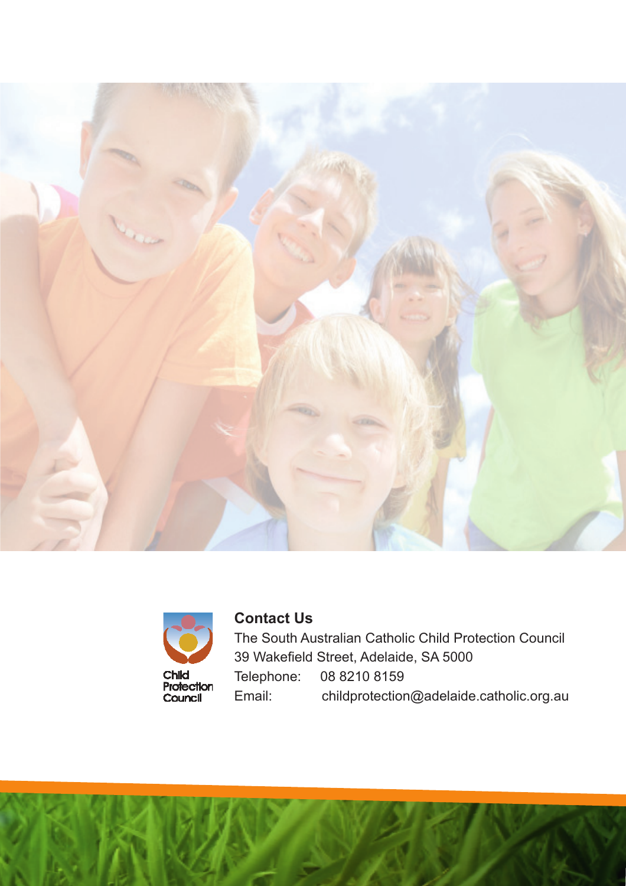Child Protection Council

## Contact Us

The South Australian Catholic Child Protection Council
39 Wakefield Street, Adelaide, SA 5000
Telephone: 08 8210 8159
Email: childprotection@adelaide.catholic.org.au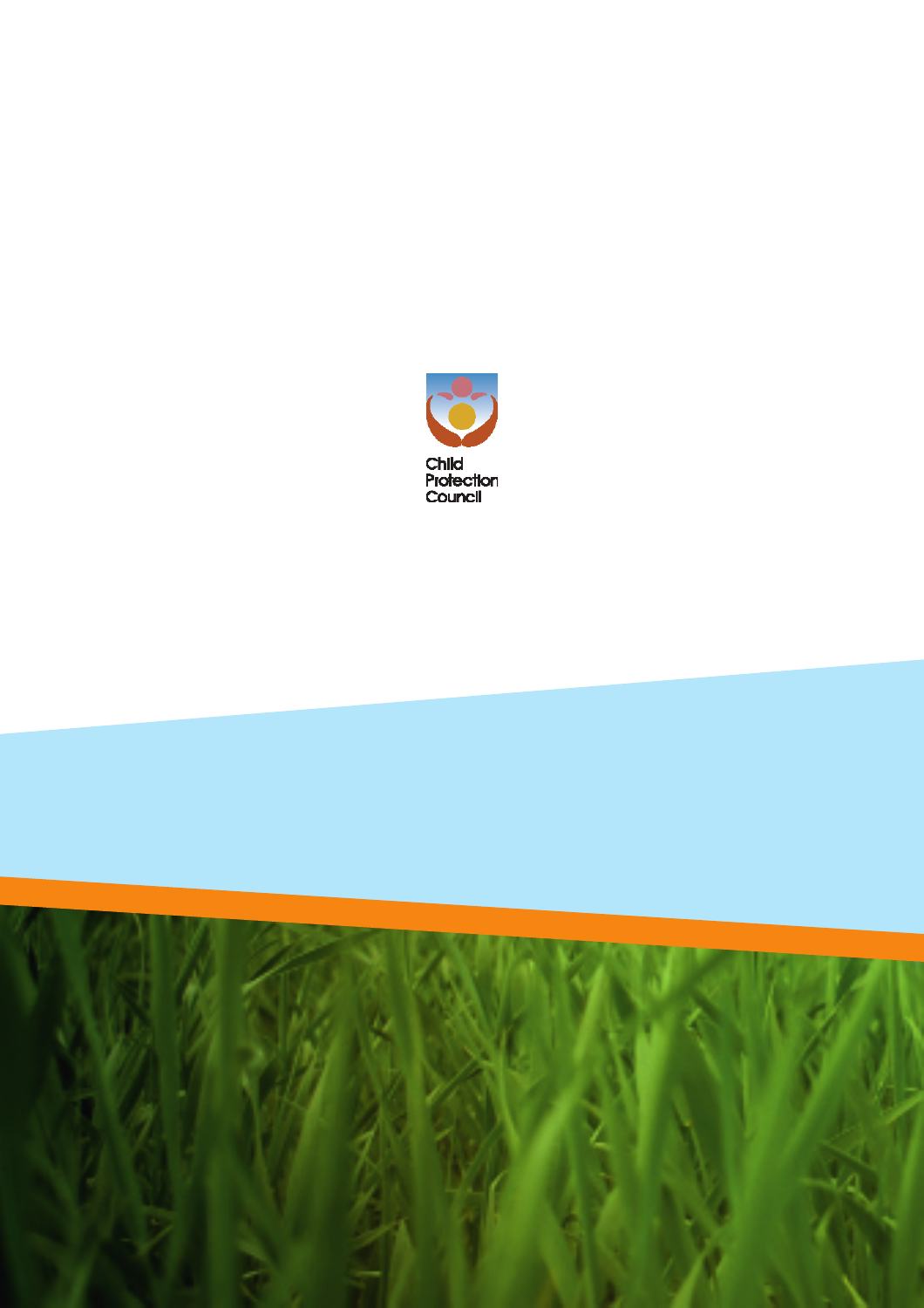Child Protection Council